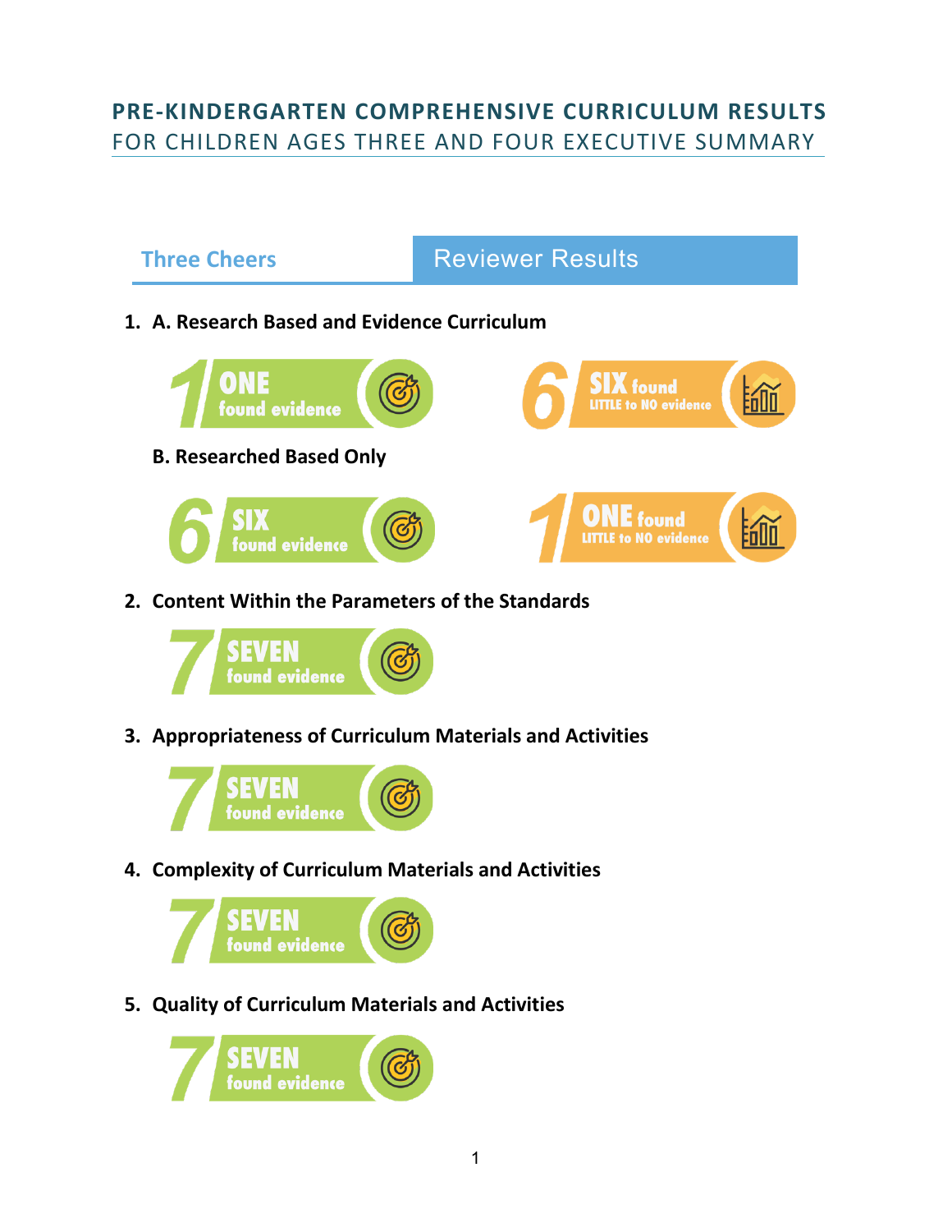# PRE-KINDERGARTEN COMPREHENSIVE CURRICULUM RESULTS

FOR CHILDREN AGES THREE AND FOUR EXECUTIVE SUMMARY

## Three Cheers — Reviewer Results

1. **A. Research Based and Evidence Curriculum**

   1 ONE found evidence

   6 SIX found LITTLE to NO evidence

   **B. Researched Based Only**

   6 SIX found evidence

   1 ONE found LITTLE to NO evidence

2. **Content Within the Parameters of the Standards**

   7 SEVEN found evidence

3. **Appropriateness of Curriculum Materials and Activities**

   7 SEVEN found evidence

4. **Complexity of Curriculum Materials and Activities**

   7 SEVEN found evidence

5. **Quality of Curriculum Materials and Activities**

   7 SEVEN found evidence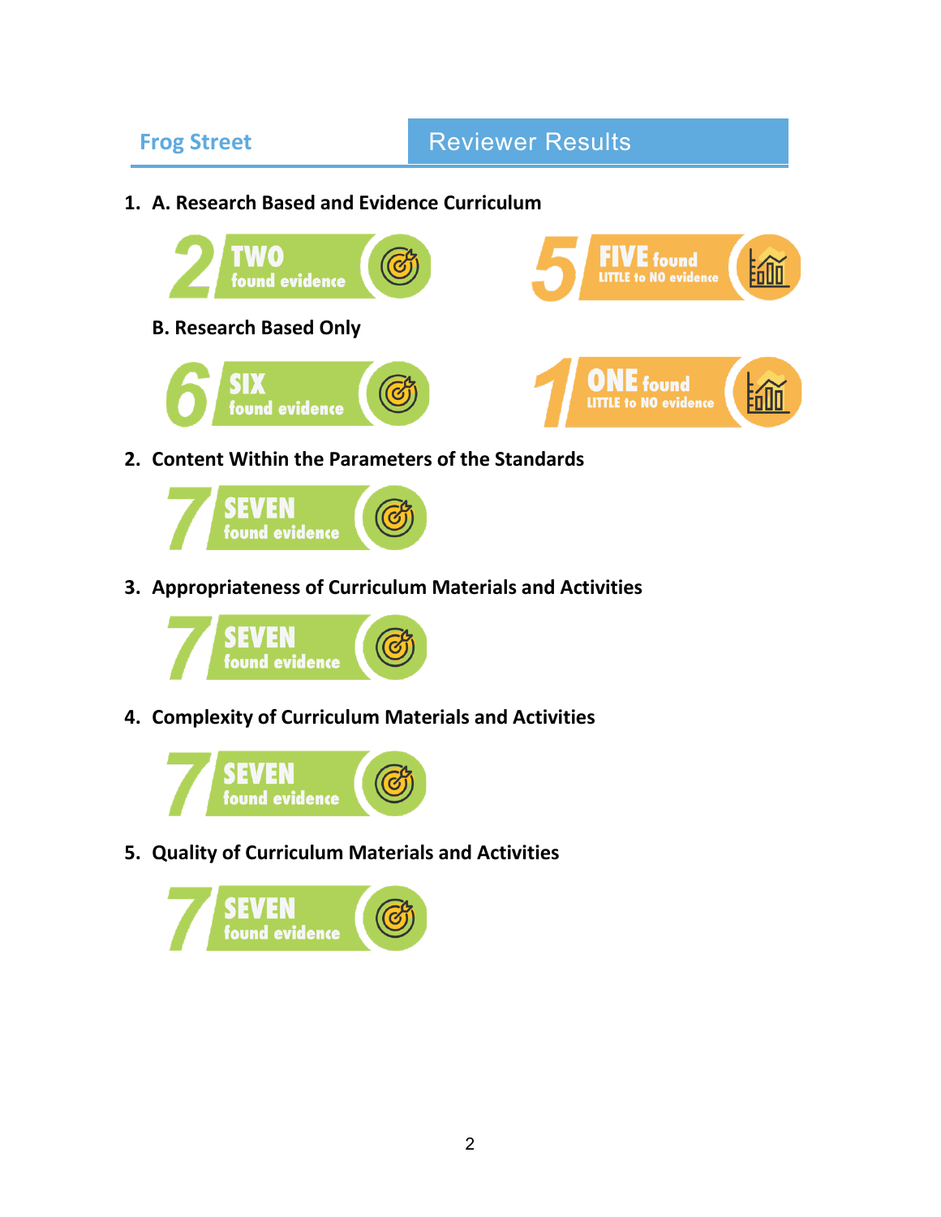**Frog Street** | Reviewer Results

1. **A. Research Based and Evidence Curriculum**

   2 TWO found evidence

   5 FIVE found LITTLE to NO evidence

   **B. Research Based Only**

   6 SIX found evidence

   1 ONE found LITTLE to NO evidence

2. **Content Within the Parameters of the Standards**

   7 SEVEN found evidence

3. **Appropriateness of Curriculum Materials and Activities**

   7 SEVEN found evidence

4. **Complexity of Curriculum Materials and Activities**

   7 SEVEN found evidence

5. **Quality of Curriculum Materials and Activities**

   7 SEVEN found evidence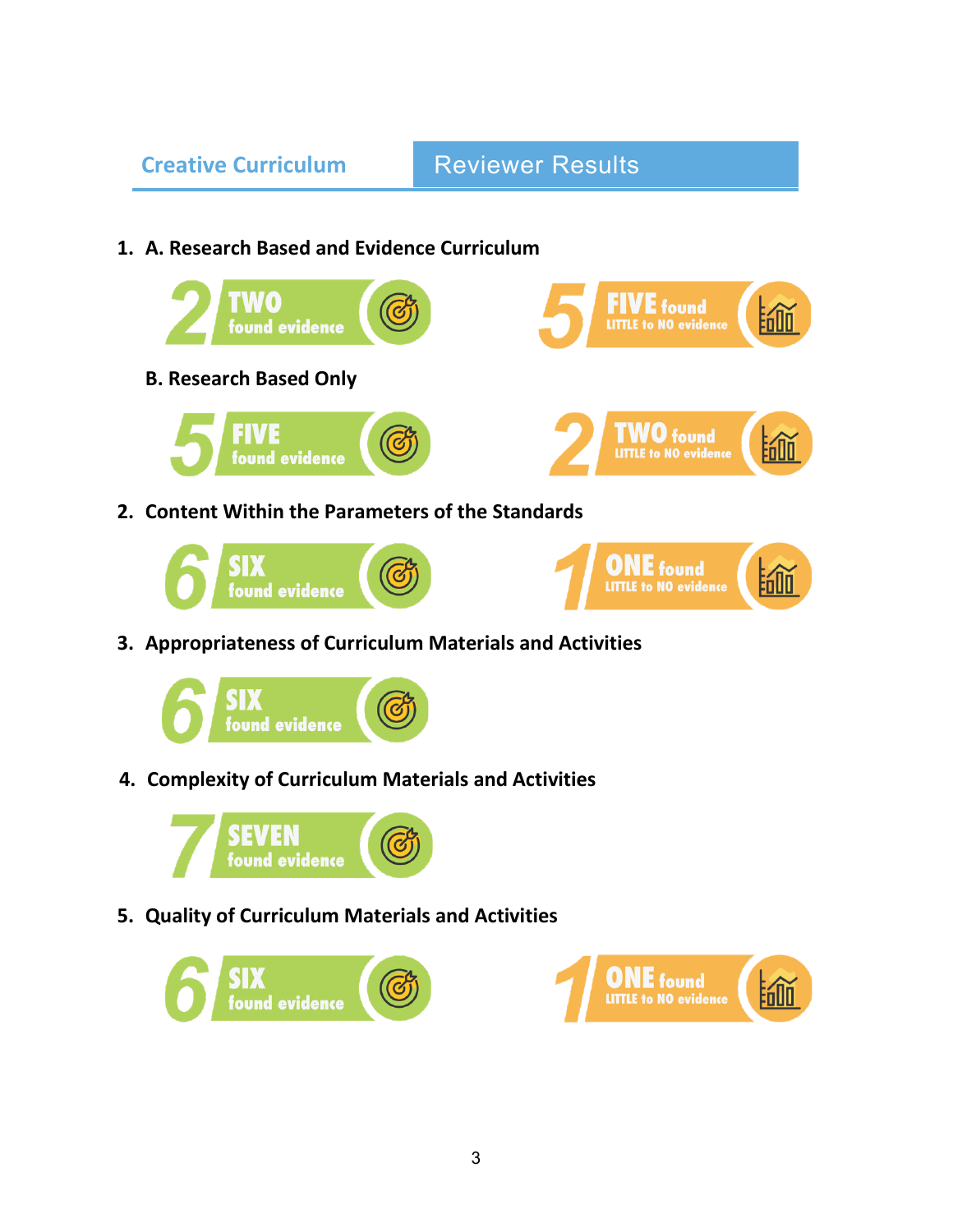**Creative Curriculum** | **Reviewer Results**

1. **A. Research Based and Evidence Curriculum**

   - 2 — TWO found evidence
   - 5 — FIVE found LITTLE to NO evidence

   **B. Research Based Only**

   - 5 — FIVE found evidence
   - 2 — TWO found LITTLE to NO evidence

2. **Content Within the Parameters of the Standards**

   - 6 — SIX found evidence
   - 1 — ONE found LITTLE to NO evidence

3. **Appropriateness of Curriculum Materials and Activities**

   - 6 — SIX found evidence

4. **Complexity of Curriculum Materials and Activities**

   - 7 — SEVEN found evidence

5. **Quality of Curriculum Materials and Activities**

   - 6 — SIX found evidence
   - 1 — ONE found LITTLE to NO evidence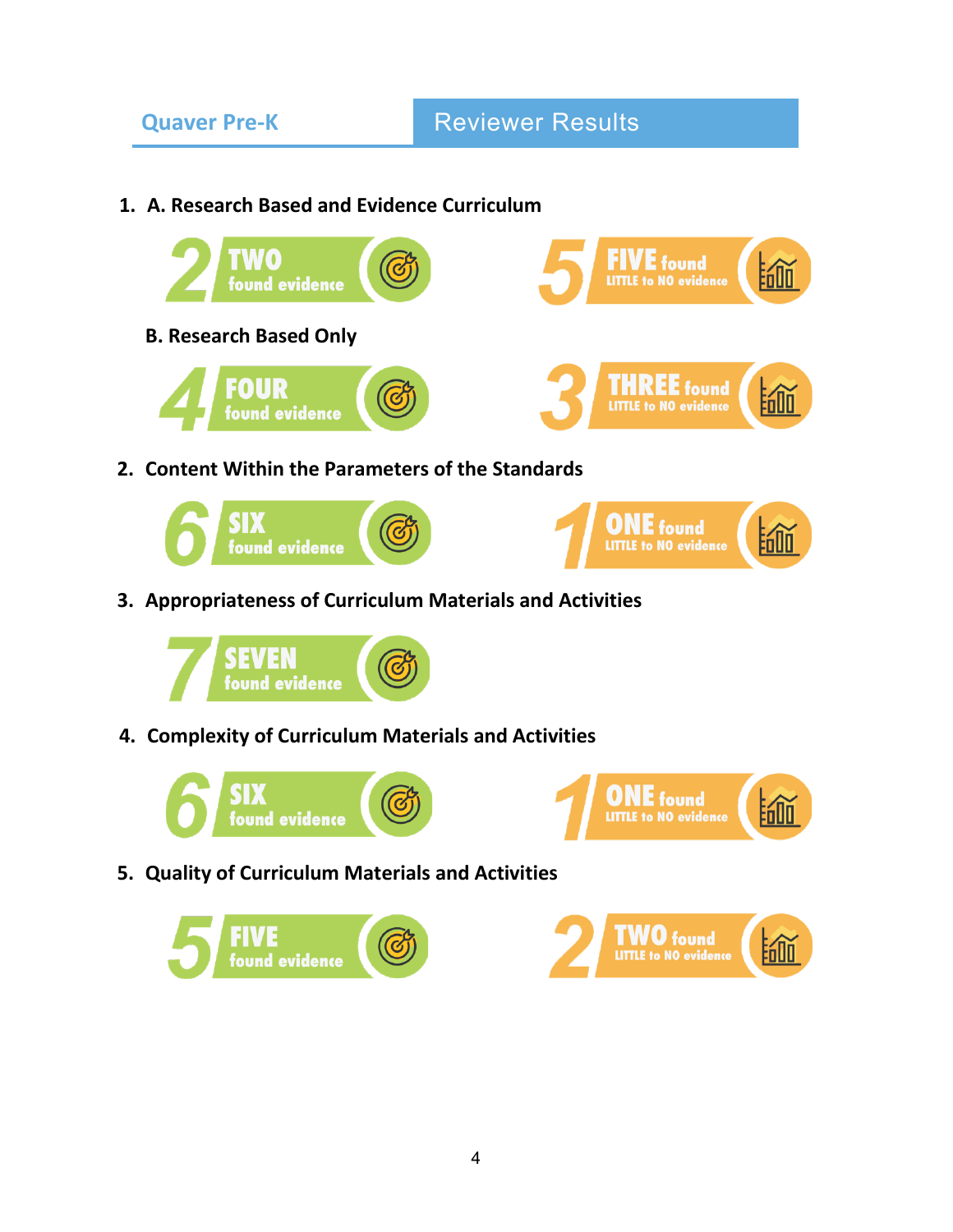**Quaver Pre-K** | **Reviewer Results**

1. **A. Research Based and Evidence Curriculum**

   2 TWO found evidence

   5 FIVE found LITTLE to NO evidence

   **B. Research Based Only**

   4 FOUR found evidence

   3 THREE found LITTLE to NO evidence

2. **Content Within the Parameters of the Standards**

   6 SIX found evidence

   1 ONE found LITTLE to NO evidence

3. **Appropriateness of Curriculum Materials and Activities**

   7 SEVEN found evidence

4. **Complexity of Curriculum Materials and Activities**

   6 SIX found evidence

   1 ONE found LITTLE to NO evidence

5. **Quality of Curriculum Materials and Activities**

   5 FIVE found evidence

   2 TWO found LITTLE to NO evidence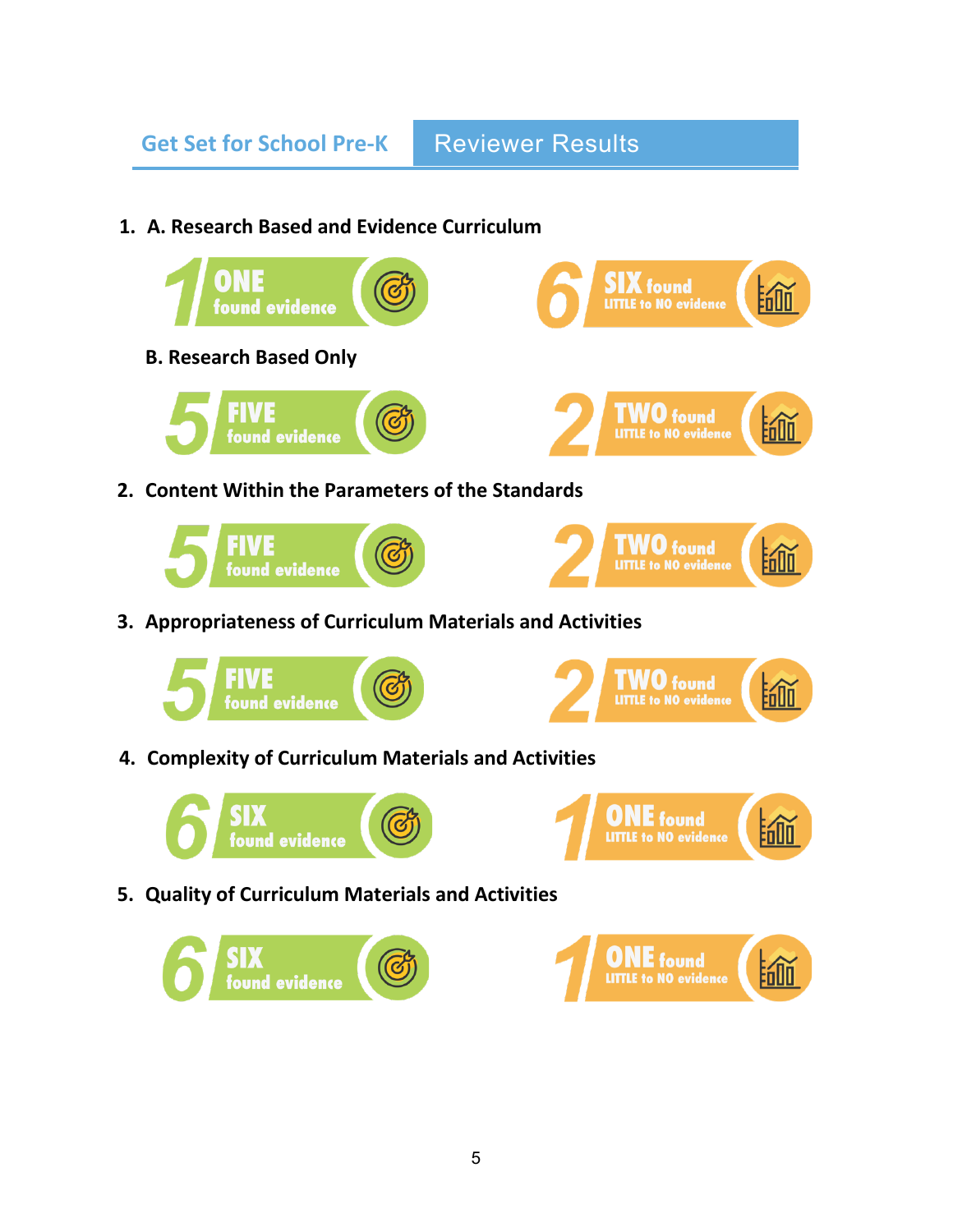Get Set for School Pre-K

## Reviewer Results

1. **A. Research Based and Evidence Curriculum**

1 ONE found evidence

6 SIX found LITTLE to NO evidence

**B. Research Based Only**

5 FIVE found evidence

2 TWO found LITTLE to NO evidence

2. **Content Within the Parameters of the Standards**

5 FIVE found evidence

2 TWO found LITTLE to NO evidence

3. **Appropriateness of Curriculum Materials and Activities**

5 FIVE found evidence

2 TWO found LITTLE to NO evidence

4. **Complexity of Curriculum Materials and Activities**

6 SIX found evidence

1 ONE found LITTLE to NO evidence

5. **Quality of Curriculum Materials and Activities**

6 SIX found evidence

1 ONE found LITTLE to NO evidence